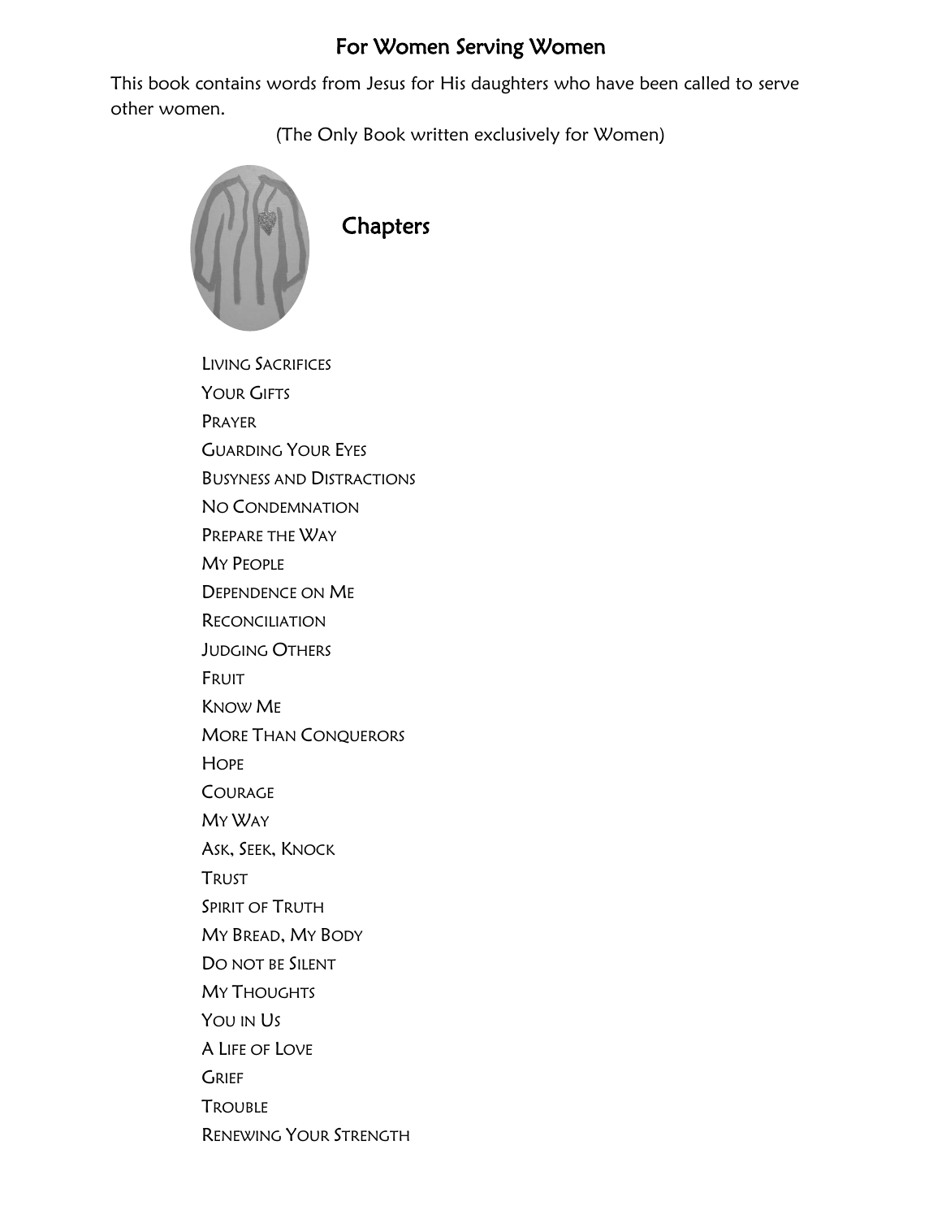# For Women Serving Women

This book contains words from Jesus for His daughters who have been called to serve other women.

(The Only Book written exclusively for Women)

## Chapters

- LIVING SACRIFICES
- YOUR GIFTS
- PRAYER
- GUARDING YOUR EYES
- BUSYNESS AND DISTRACTIONS
- NO CONDEMNATION
- PREPARE THE WAY
- MY PEOPLE
- DEPENDENCE ON ME
- RECONCILIATION
- JUDGING OTHERS
- FRUIT
- KNOW ME
- MORE THAN CONQUERORS
- HOPE
- COURAGE
- MY WAY
- ASK, SEEK, KNOCK
- TRUST
- SPIRIT OF TRUTH
- MY BREAD, MY BODY
- DO NOT BE SILENT
- MY THOUGHTS
- YOU IN US
- A LIFE OF LOVE
- GRIEF
- TROUBLE
- RENEWING YOUR STRENGTH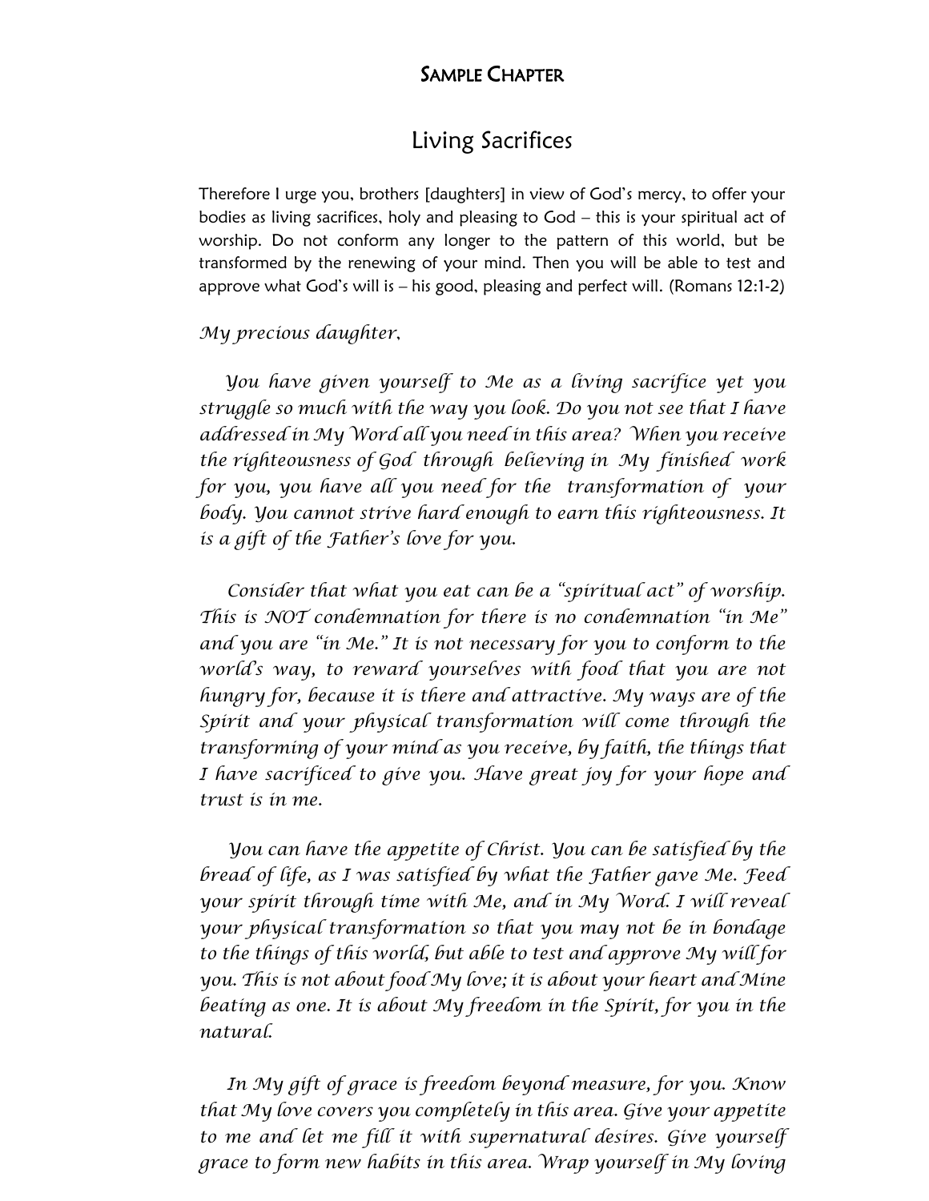## Sample Chapter

# Living Sacrifices

Therefore I urge you, brothers [daughters] in view of God's mercy, to offer your bodies as living sacrifices, holy and pleasing to God – this is your spiritual act of worship. Do not conform any longer to the pattern of this world, but be transformed by the renewing of your mind. Then you will be able to test and approve what God's will is – his good, pleasing and perfect will. (Romans 12:1-2)

*My precious daughter,*

*You have given yourself to Me as a living sacrifice yet you struggle so much with the way you look. Do you not see that I have addressed in My Word all you need in this area? When you receive the righteousness of God through believing in My finished work for you, you have all you need for the transformation of your body. You cannot strive hard enough to earn this righteousness. It is a gift of the Father's love for you.*

*Consider that what you eat can be a "spiritual act" of worship. This is NOT condemnation for there is no condemnation "in Me" and you are "in Me." It is not necessary for you to conform to the world's way, to reward yourselves with food that you are not hungry for, because it is there and attractive. My ways are of the Spirit and your physical transformation will come through the transforming of your mind as you receive, by faith, the things that I have sacrificed to give you. Have great joy for your hope and trust is in me.*

*You can have the appetite of Christ. You can be satisfied by the bread of life, as I was satisfied by what the Father gave Me. Feed your spirit through time with Me, and in My Word. I will reveal your physical transformation so that you may not be in bondage to the things of this world, but able to test and approve My will for you. This is not about food My love; it is about your heart and Mine beating as one. It is about My freedom in the Spirit, for you in the natural.*

*In My gift of grace is freedom beyond measure, for you. Know that My love covers you completely in this area. Give your appetite to me and let me fill it with supernatural desires. Give yourself grace to form new habits in this area. Wrap yourself in My loving*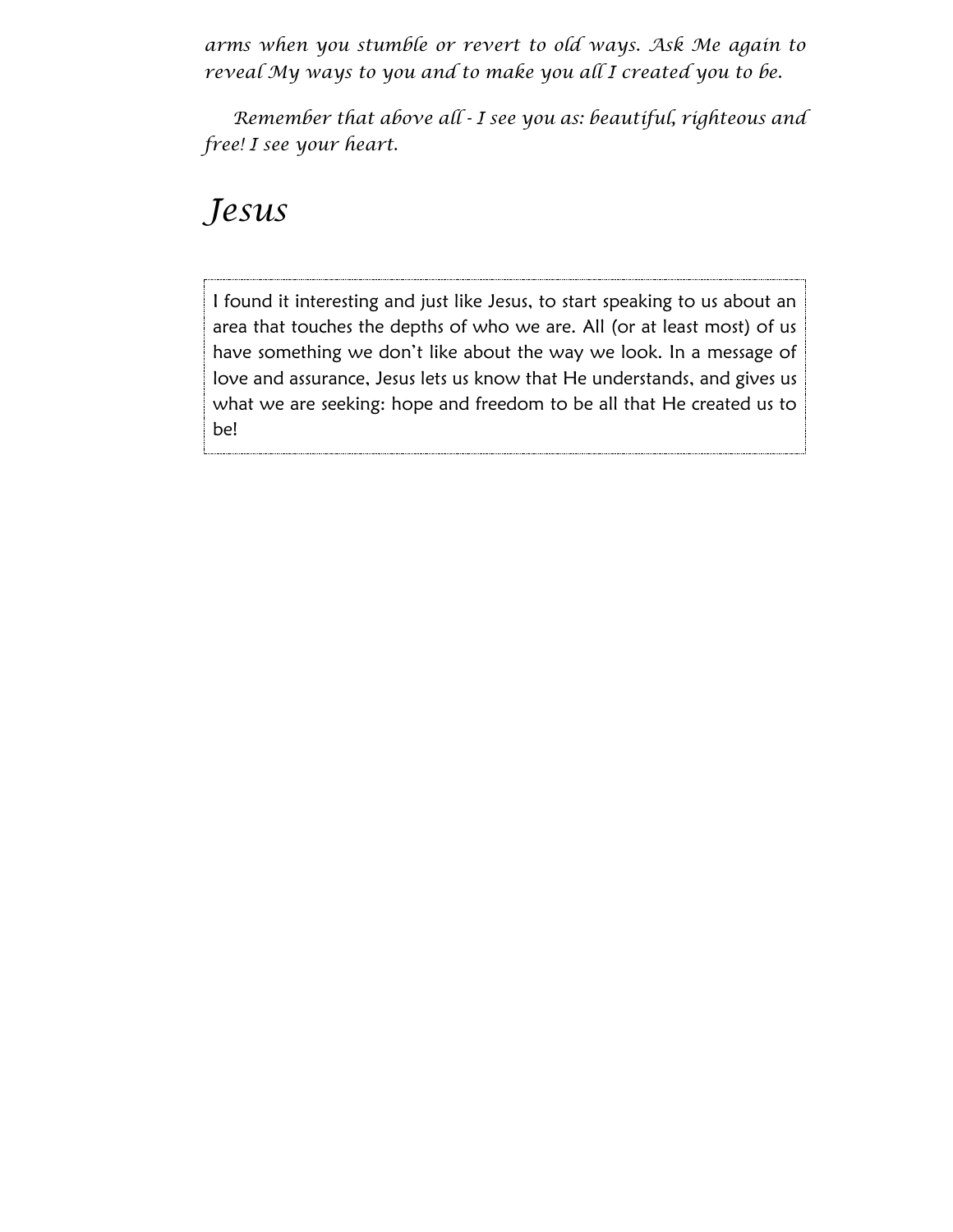*arms when you stumble or revert to old ways. Ask Me again to reveal My ways to you and to make you all I created you to be.*

*Remember that above all - I see you as: beautiful, righteous and free! I see your heart.*

# *Jesus*

I found it interesting and just like Jesus, to start speaking to us about an area that touches the depths of who we are. All (or at least most) of us have something we don't like about the way we look. In a message of love and assurance, Jesus lets us know that He understands, and gives us what we are seeking: hope and freedom to be all that He created us to be!